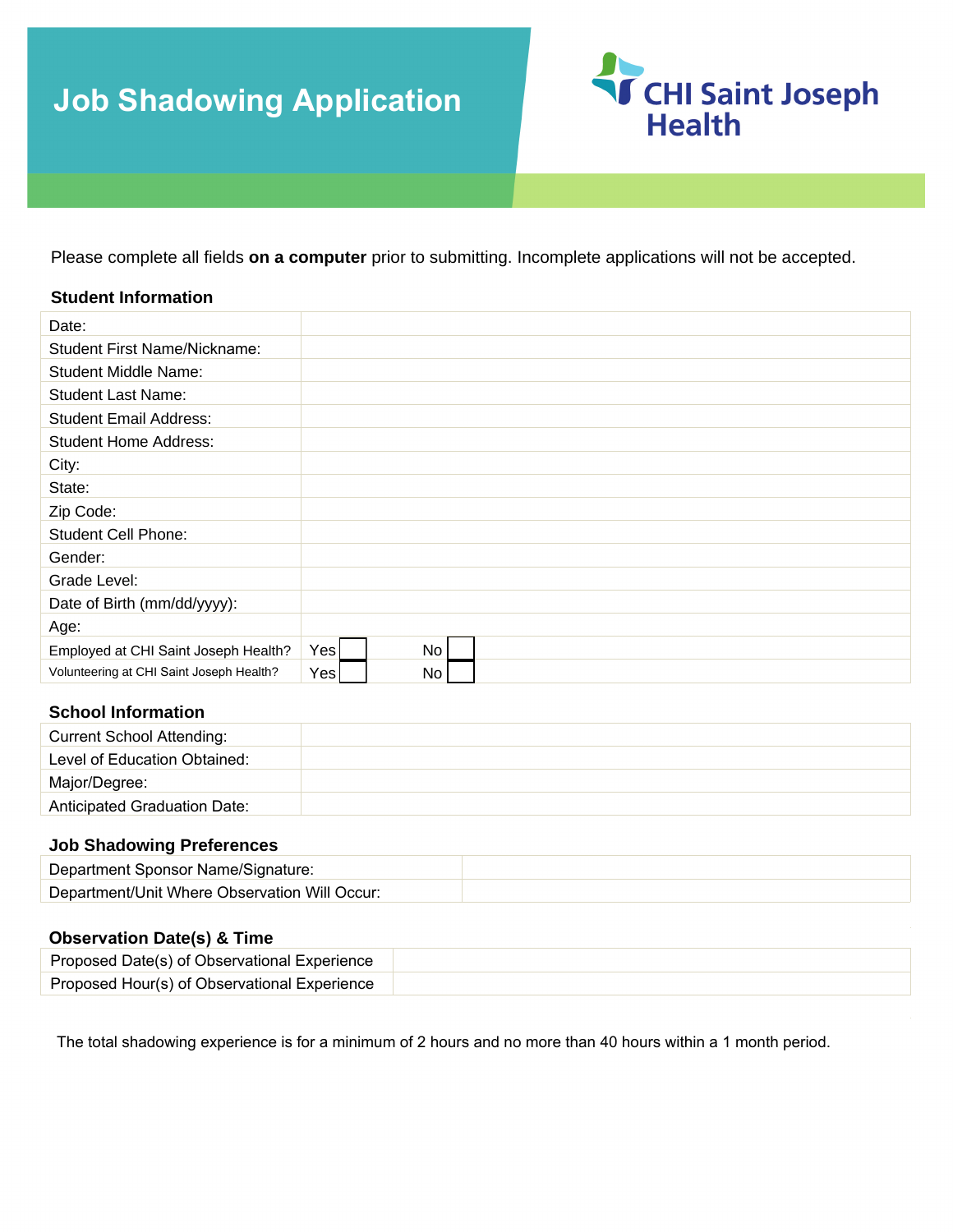# Job Shadowing Application

CHI Saint Joseph Health

Please complete all fields **on a computer** prior to submitting. Incomplete applications will not be accepted.

### Student Information

| | |
|---|---|
| Date: | |
| Student First Name/Nickname: | |
| Student Middle Name: | |
| Student Last Name: | |
| Student Email Address: | |
| Student Home Address: | |
| City: | |
| State: | |
| Zip Code: | |
| Student Cell Phone: | |
| Gender: | |
| Grade Level: | |
| Date of Birth (mm/dd/yyyy): | |
| Age: | |
| Employed at CHI Saint Joseph Health? | Yes ☐ No ☐ |
| Volunteering at CHI Saint Joseph Health? | Yes ☐ No ☐ |

### School Information

| | |
|---|---|
| Current School Attending: | |
| Level of Education Obtained: | |
| Major/Degree: | |
| Anticipated Graduation Date: | |

### Job Shadowing Preferences

| | |
|---|---|
| Department Sponsor Name/Signature: | |
| Department/Unit Where Observation Will Occur: | |

### Observation Date(s) & Time

| | |
|---|---|
| Proposed Date(s) of Observational Experience | |
| Proposed Hour(s) of Observational Experience | |

The total shadowing experience is for a minimum of 2 hours and no more than 40 hours within a 1 month period.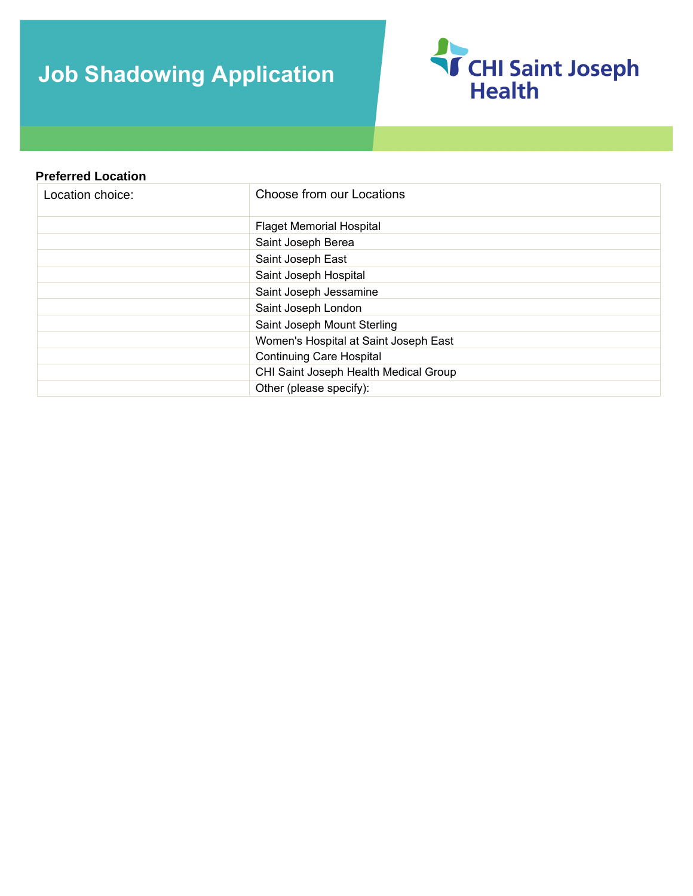# Job Shadowing Application

CHI Saint Joseph Health

**Preferred Location**

| Location choice: | Choose from our Locations |
|---|---|
| | Flaget Memorial Hospital |
| | Saint Joseph Berea |
| | Saint Joseph East |
| | Saint Joseph Hospital |
| | Saint Joseph Jessamine |
| | Saint Joseph London |
| | Saint Joseph Mount Sterling |
| | Women's Hospital at Saint Joseph East |
| | Continuing Care Hospital |
| | CHI Saint Joseph Health Medical Group |
| | Other (please specify): |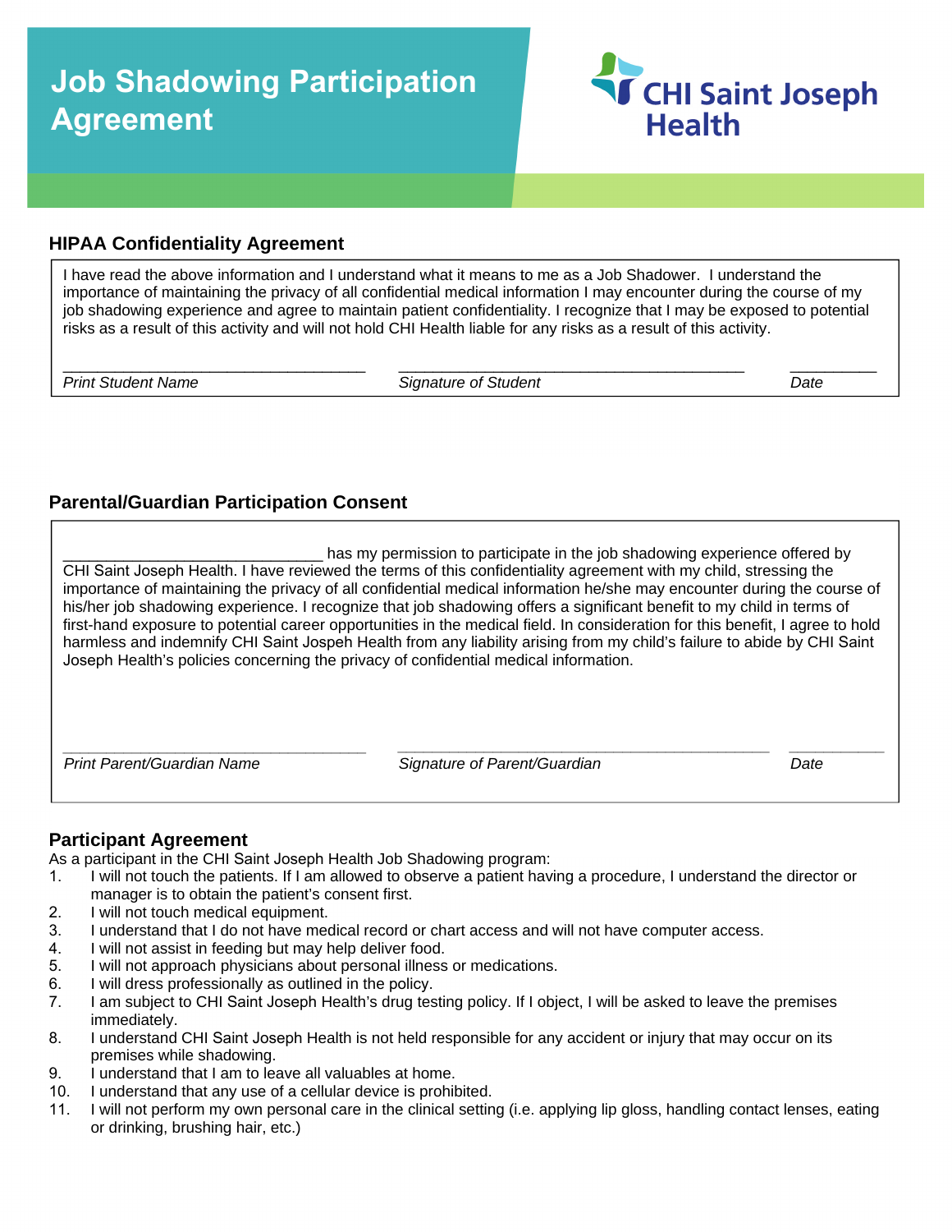# Job Shadowing Participation Agreement

**CHI Saint Joseph Health**

## HIPAA Confidentiality Agreement

I have read the above information and I understand what it means to me as a Job Shadower. I understand the importance of maintaining the privacy of all confidential medical information I may encounter during the course of my job shadowing experience and agree to maintain patient confidentiality. I recognize that I may be exposed to potential risks as a result of this activity and will not hold CHI Health liable for any risks as a result of this activity.

| ___________________________________ | ________________________________________ | __________ |
|---|---|---|
| *Print Student Name* | *Signature of Student* | *Date* |

## Parental/Guardian Participation Consent

______________________________ has my permission to participate in the job shadowing experience offered by CHI Saint Joseph Health. I have reviewed the terms of this confidentiality agreement with my child, stressing the importance of maintaining the privacy of all confidential medical information he/she may encounter during the course of his/her job shadowing experience. I recognize that job shadowing offers a significant benefit to my child in terms of first-hand exposure to potential career opportunities in the medical field. In consideration for this benefit, I agree to hold harmless and indemnify CHI Saint Jospeh Health from any liability arising from my child's failure to abide by CHI Saint Joseph Health's policies concerning the privacy of confidential medical information.

| ___________________________________ | ________________________________________ | __________ |
|---|---|---|
| *Print Parent/Guardian Name* | *Signature of Parent/Guardian* | *Date* |

## Participant Agreement

As a participant in the CHI Saint Joseph Health Job Shadowing program:

1. I will not touch the patients. If I am allowed to observe a patient having a procedure, I understand the director or manager is to obtain the patient's consent first.
2. I will not touch medical equipment.
3. I understand that I do not have medical record or chart access and will not have computer access.
4. I will not assist in feeding but may help deliver food.
5. I will not approach physicians about personal illness or medications.
6. I will dress professionally as outlined in the policy.
7. I am subject to CHI Saint Joseph Health's drug testing policy. If I object, I will be asked to leave the premises immediately.
8. I understand CHI Saint Joseph Health is not held responsible for any accident or injury that may occur on its premises while shadowing.
9. I understand that I am to leave all valuables at home.
10. I understand that any use of a cellular device is prohibited.
11. I will not perform my own personal care in the clinical setting (i.e. applying lip gloss, handling contact lenses, eating or drinking, brushing hair, etc.)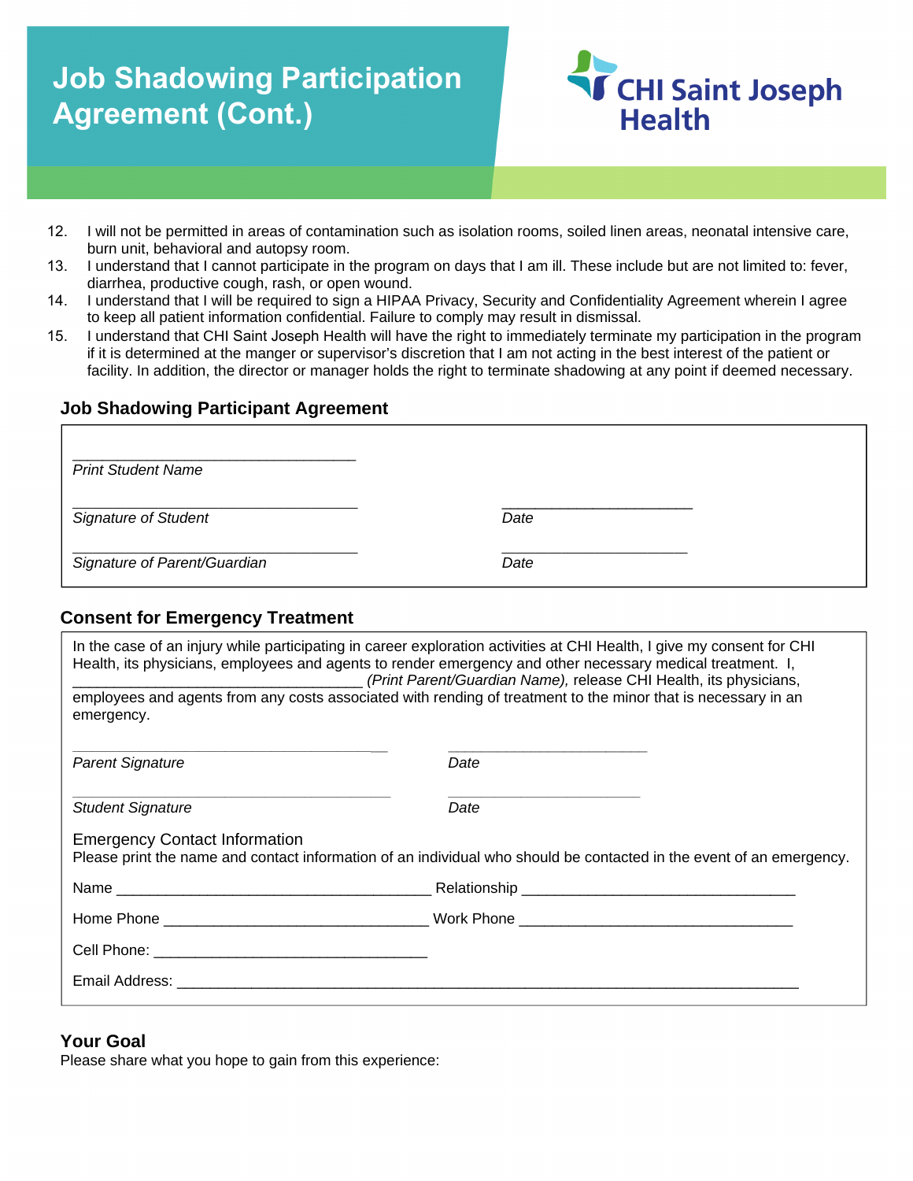# Job Shadowing Participation Agreement (Cont.)

CHI Saint Joseph Health

12. I will not be permitted in areas of contamination such as isolation rooms, soiled linen areas, neonatal intensive care, burn unit, behavioral and autopsy room.
13. I understand that I cannot participate in the program on days that I am ill. These include but are not limited to: fever, diarrhea, productive cough, rash, or open wound.
14. I understand that I will be required to sign a HIPAA Privacy, Security and Confidentiality Agreement wherein I agree to keep all patient information confidential. Failure to comply may result in dismissal.
15. I understand that CHI Saint Joseph Health will have the right to immediately terminate my participation in the program if it is determined at the manger or supervisor's discretion that I am not acting in the best interest of the patient or facility. In addition, the director or manager holds the right to terminate shadowing at any point if deemed necessary.

### Job Shadowing Participant Agreement

___________________________________
*Print Student Name*

___________________________________ ______________________
*Signature of Student* *Date*

___________________________________ ______________________
*Signature of Parent/Guardian* *Date*

### Consent for Emergency Treatment

In the case of an injury while participating in career exploration activities at CHI Health, I give my consent for CHI Health, its physicians, employees and agents to render emergency and other necessary medical treatment. I, ___________________________________ *(Print Parent/Guardian Name),* release CHI Health, its physicians, employees and agents from any costs associated with rending of treatment to the minor that is necessary in an emergency.

_______________________________________ ________________________
*Parent Signature* *Date*

_______________________________________ ________________________
*Student Signature* *Date*

Emergency Contact Information
Please print the name and contact information of an individual who should be contacted in the event of an emergency.

Name _______________________________________ Relationship _________________________________

Home Phone _________________________________ Work Phone _________________________________

Cell Phone: _________________________________

Email Address: _____________________________________________________________________________

### Your Goal

Please share what you hope to gain from this experience: